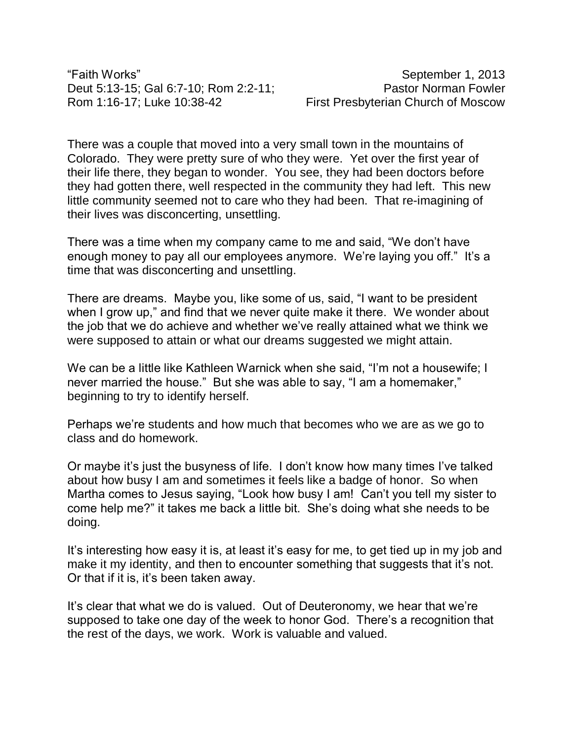"Faith Works"
Deut 5:13-15; Gal 6:7-10; Rom 2:2-11;
Rom 1:16-17; Luke 10:38-42

September 1, 2013
Pastor Norman Fowler
First Presbyterian Church of Moscow

There was a couple that moved into a very small town in the mountains of Colorado. They were pretty sure of who they were. Yet over the first year of their life there, they began to wonder. You see, they had been doctors before they had gotten there, well respected in the community they had left. This new little community seemed not to care who they had been. That re-imagining of their lives was disconcerting, unsettling.

There was a time when my company came to me and said, "We don't have enough money to pay all our employees anymore. We're laying you off." It's a time that was disconcerting and unsettling.

There are dreams. Maybe you, like some of us, said, "I want to be president when I grow up," and find that we never quite make it there. We wonder about the job that we do achieve and whether we've really attained what we think we were supposed to attain or what our dreams suggested we might attain.

We can be a little like Kathleen Warnick when she said, "I'm not a housewife; I never married the house." But she was able to say, "I am a homemaker," beginning to try to identify herself.

Perhaps we're students and how much that becomes who we are as we go to class and do homework.

Or maybe it's just the busyness of life. I don't know how many times I've talked about how busy I am and sometimes it feels like a badge of honor. So when Martha comes to Jesus saying, "Look how busy I am! Can't you tell my sister to come help me?" it takes me back a little bit. She's doing what she needs to be doing.

It's interesting how easy it is, at least it's easy for me, to get tied up in my job and make it my identity, and then to encounter something that suggests that it's not. Or that if it is, it's been taken away.

It's clear that what we do is valued. Out of Deuteronomy, we hear that we're supposed to take one day of the week to honor God. There's a recognition that the rest of the days, we work. Work is valuable and valued.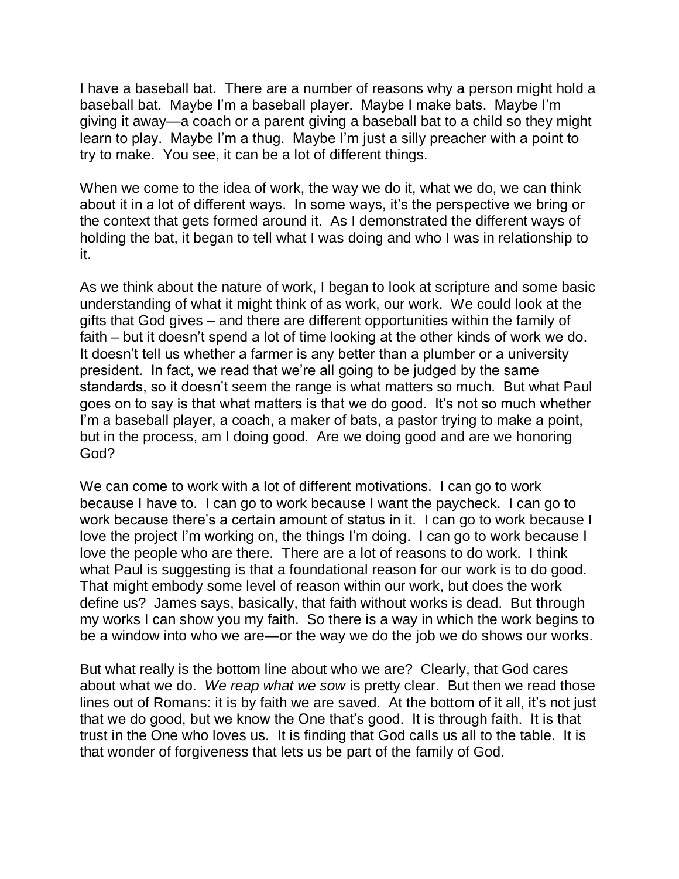I have a baseball bat. There are a number of reasons why a person might hold a baseball bat. Maybe I'm a baseball player. Maybe I make bats. Maybe I'm giving it away—a coach or a parent giving a baseball bat to a child so they might learn to play. Maybe I'm a thug. Maybe I'm just a silly preacher with a point to try to make. You see, it can be a lot of different things.

When we come to the idea of work, the way we do it, what we do, we can think about it in a lot of different ways. In some ways, it's the perspective we bring or the context that gets formed around it. As I demonstrated the different ways of holding the bat, it began to tell what I was doing and who I was in relationship to it.

As we think about the nature of work, I began to look at scripture and some basic understanding of what it might think of as work, our work. We could look at the gifts that God gives – and there are different opportunities within the family of faith – but it doesn't spend a lot of time looking at the other kinds of work we do. It doesn't tell us whether a farmer is any better than a plumber or a university president. In fact, we read that we're all going to be judged by the same standards, so it doesn't seem the range is what matters so much. But what Paul goes on to say is that what matters is that we do good. It's not so much whether I'm a baseball player, a coach, a maker of bats, a pastor trying to make a point, but in the process, am I doing good. Are we doing good and are we honoring God?

We can come to work with a lot of different motivations. I can go to work because I have to. I can go to work because I want the paycheck. I can go to work because there's a certain amount of status in it. I can go to work because I love the project I'm working on, the things I'm doing. I can go to work because I love the people who are there. There are a lot of reasons to do work. I think what Paul is suggesting is that a foundational reason for our work is to do good. That might embody some level of reason within our work, but does the work define us? James says, basically, that faith without works is dead. But through my works I can show you my faith. So there is a way in which the work begins to be a window into who we are—or the way we do the job we do shows our works.

But what really is the bottom line about who we are? Clearly, that God cares about what we do. *We reap what we sow* is pretty clear. But then we read those lines out of Romans: it is by faith we are saved. At the bottom of it all, it's not just that we do good, but we know the One that's good. It is through faith. It is that trust in the One who loves us. It is finding that God calls us all to the table. It is that wonder of forgiveness that lets us be part of the family of God.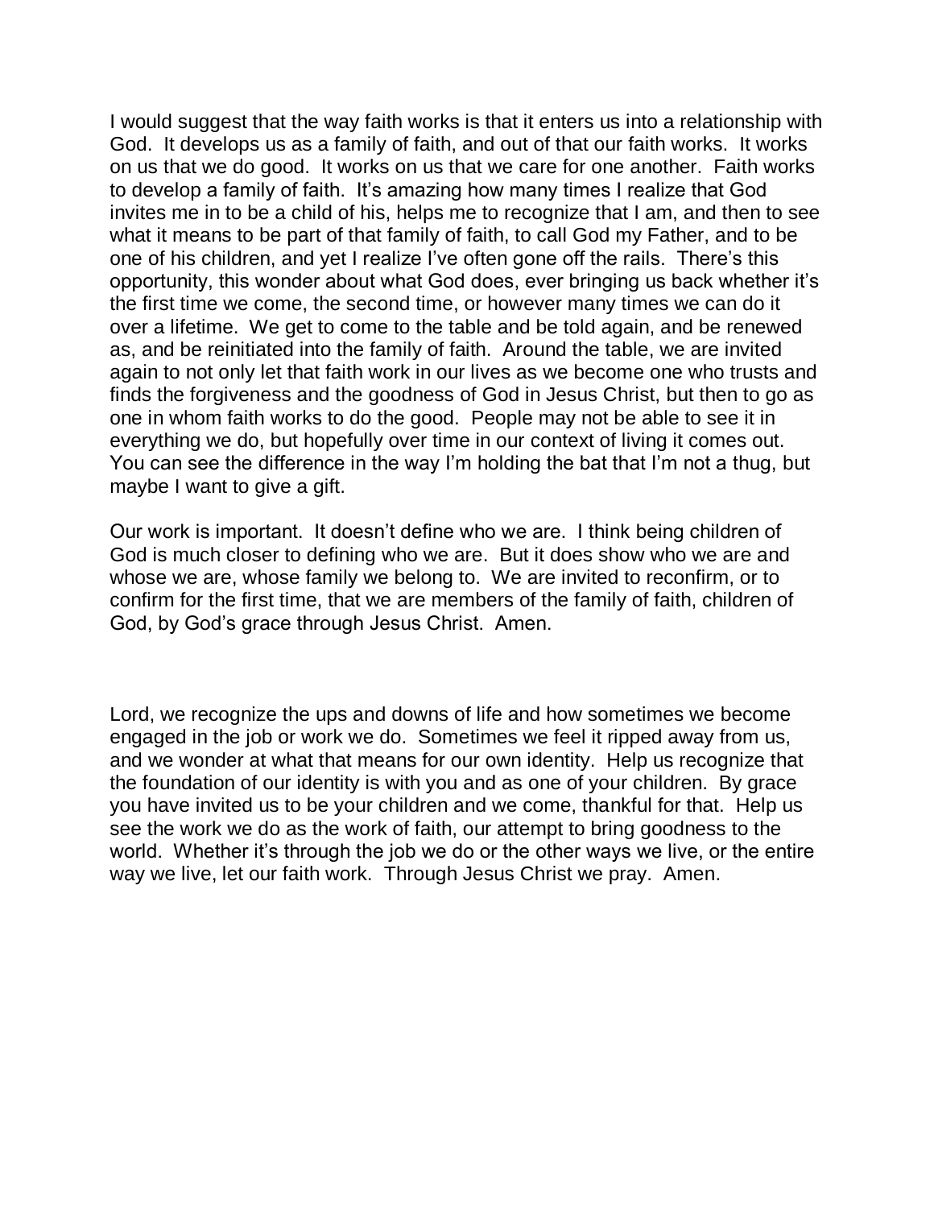I would suggest that the way faith works is that it enters us into a relationship with God. It develops us as a family of faith, and out of that our faith works. It works on us that we do good. It works on us that we care for one another. Faith works to develop a family of faith. It's amazing how many times I realize that God invites me in to be a child of his, helps me to recognize that I am, and then to see what it means to be part of that family of faith, to call God my Father, and to be one of his children, and yet I realize I've often gone off the rails. There's this opportunity, this wonder about what God does, ever bringing us back whether it's the first time we come, the second time, or however many times we can do it over a lifetime. We get to come to the table and be told again, and be renewed as, and be reinitiated into the family of faith. Around the table, we are invited again to not only let that faith work in our lives as we become one who trusts and finds the forgiveness and the goodness of God in Jesus Christ, but then to go as one in whom faith works to do the good. People may not be able to see it in everything we do, but hopefully over time in our context of living it comes out. You can see the difference in the way I'm holding the bat that I'm not a thug, but maybe I want to give a gift.

Our work is important. It doesn't define who we are. I think being children of God is much closer to defining who we are. But it does show who we are and whose we are, whose family we belong to. We are invited to reconfirm, or to confirm for the first time, that we are members of the family of faith, children of God, by God's grace through Jesus Christ. Amen.

Lord, we recognize the ups and downs of life and how sometimes we become engaged in the job or work we do. Sometimes we feel it ripped away from us, and we wonder at what that means for our own identity. Help us recognize that the foundation of our identity is with you and as one of your children. By grace you have invited us to be your children and we come, thankful for that. Help us see the work we do as the work of faith, our attempt to bring goodness to the world. Whether it's through the job we do or the other ways we live, or the entire way we live, let our faith work. Through Jesus Christ we pray. Amen.